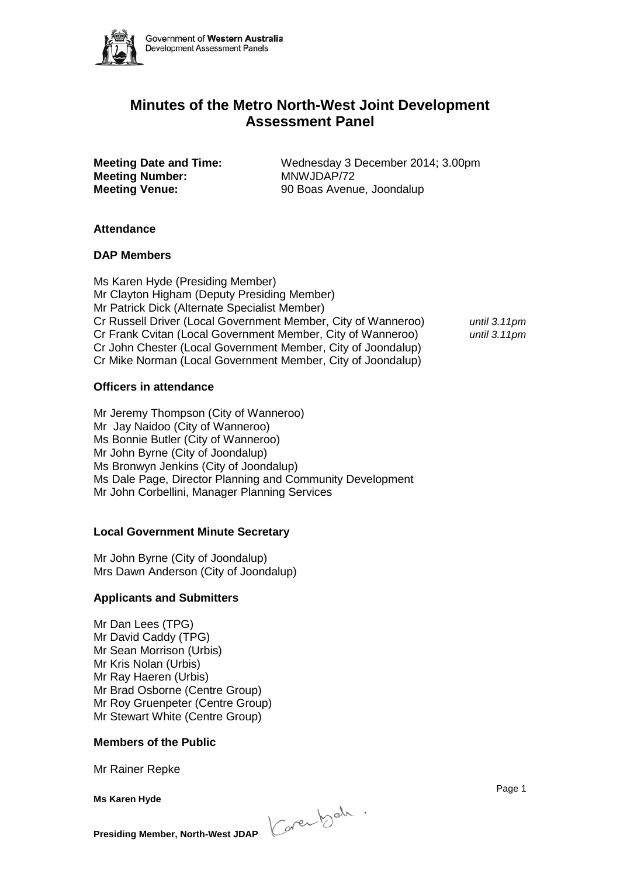Government of **Western Australia**
Development Assessment Panels

# Minutes of the Metro North-West Joint Development Assessment Panel

**Meeting Date and Time:** Wednesday 3 December 2014; 3.00pm
**Meeting Number:** MNWJDAP/72
**Meeting Venue:** 90 Boas Avenue, Joondalup

## Attendance

### DAP Members

Ms Karen Hyde (Presiding Member)
Mr Clayton Higham (Deputy Presiding Member)
Mr Patrick Dick (Alternate Specialist Member)
Cr Russell Driver (Local Government Member, City of Wanneroo) *until 3.11pm*
Cr Frank Cvitan (Local Government Member, City of Wanneroo) *until 3.11pm*
Cr John Chester (Local Government Member, City of Joondalup)
Cr Mike Norman (Local Government Member, City of Joondalup)

### Officers in attendance

Mr Jeremy Thompson (City of Wanneroo)
Mr Jay Naidoo (City of Wanneroo)
Ms Bonnie Butler (City of Wanneroo)
Mr John Byrne (City of Joondalup)
Ms Bronwyn Jenkins (City of Joondalup)
Ms Dale Page, Director Planning and Community Development
Mr John Corbellini, Manager Planning Services

### Local Government Minute Secretary

Mr John Byrne (City of Joondalup)
Mrs Dawn Anderson (City of Joondalup)

### Applicants and Submitters

Mr Dan Lees (TPG)
Mr David Caddy (TPG)
Mr Sean Morrison (Urbis)
Mr Kris Nolan (Urbis)
Mr Ray Haeren (Urbis)
Mr Brad Osborne (Centre Group)
Mr Roy Gruenpeter (Centre Group)
Mr Stewart White (Centre Group)

### Members of the Public

Mr Rainer Repke

**Ms Karen Hyde**

**Presiding Member, North-West JDAP**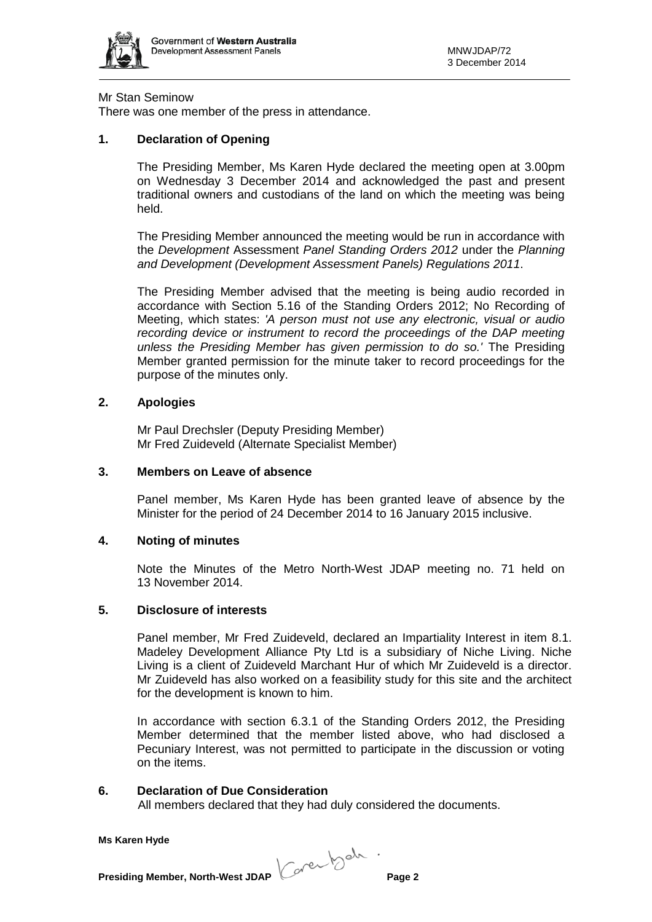Mr Stan Seminow

There was one member of the press in attendance.

## 1. Declaration of Opening

The Presiding Member, Ms Karen Hyde declared the meeting open at 3.00pm on Wednesday 3 December 2014 and acknowledged the past and present traditional owners and custodians of the land on which the meeting was being held.

The Presiding Member announced the meeting would be run in accordance with the *Development* Assessment *Panel Standing Orders 2012* under the *Planning and Development (Development Assessment Panels) Regulations 2011*.

The Presiding Member advised that the meeting is being audio recorded in accordance with Section 5.16 of the Standing Orders 2012; No Recording of Meeting, which states: *'A person must not use any electronic, visual or audio recording device or instrument to record the proceedings of the DAP meeting unless the Presiding Member has given permission to do so.'* The Presiding Member granted permission for the minute taker to record proceedings for the purpose of the minutes only.

## 2. Apologies

Mr Paul Drechsler (Deputy Presiding Member)
Mr Fred Zuideveld (Alternate Specialist Member)

## 3. Members on Leave of absence

Panel member, Ms Karen Hyde has been granted leave of absence by the Minister for the period of 24 December 2014 to 16 January 2015 inclusive.

## 4. Noting of minutes

Note the Minutes of the Metro North-West JDAP meeting no. 71 held on 13 November 2014.

## 5. Disclosure of interests

Panel member, Mr Fred Zuideveld, declared an Impartiality Interest in item 8.1. Madeley Development Alliance Pty Ltd is a subsidiary of Niche Living. Niche Living is a client of Zuideveld Marchant Hur of which Mr Zuideveld is a director. Mr Zuideveld has also worked on a feasibility study for this site and the architect for the development is known to him.

In accordance with section 6.3.1 of the Standing Orders 2012, the Presiding Member determined that the member listed above, who had disclosed a Pecuniary Interest, was not permitted to participate in the discussion or voting on the items.

## 6. Declaration of Due Consideration

All members declared that they had duly considered the documents.

**Ms Karen Hyde**

**Presiding Member, North-West JDAP**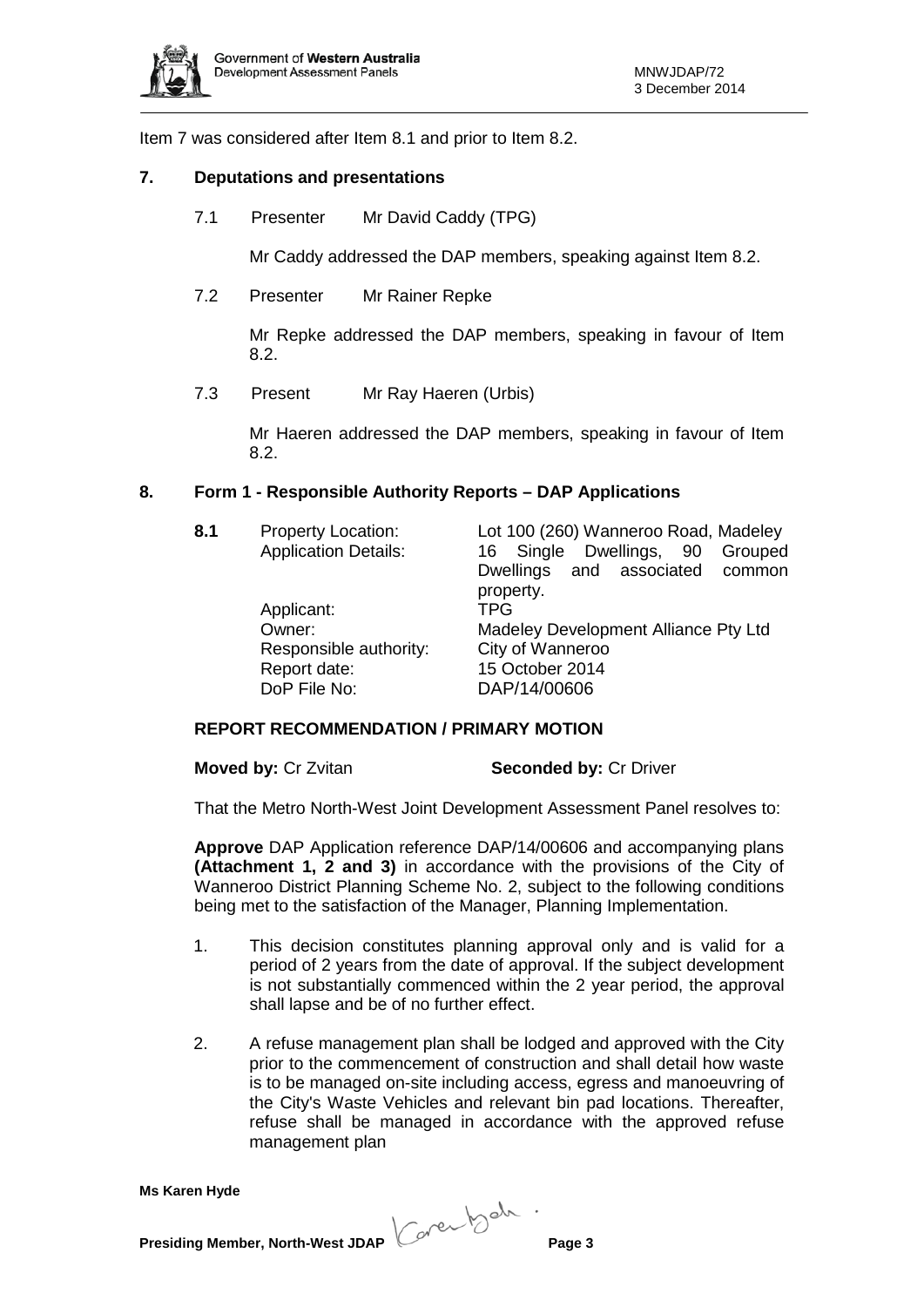Item 7 was considered after Item 8.1 and prior to Item 8.2.

## 7. Deputations and presentations

7.1 Presenter Mr David Caddy (TPG)

Mr Caddy addressed the DAP members, speaking against Item 8.2.

7.2 Presenter Mr Rainer Repke

Mr Repke addressed the DAP members, speaking in favour of Item 8.2.

7.3 Present Mr Ray Haeren (Urbis)

Mr Haeren addressed the DAP members, speaking in favour of Item 8.2.

## 8. Form 1 - Responsible Authority Reports – DAP Applications

**8.1**

| | |
|---|---|
| Property Location: | Lot 100 (260) Wanneroo Road, Madeley |
| Application Details: | 16 Single Dwellings, 90 Grouped Dwellings and associated common property. |
| Applicant: | TPG |
| Owner: | Madeley Development Alliance Pty Ltd |
| Responsible authority: | City of Wanneroo |
| Report date: | 15 October 2014 |
| DoP File No: | DAP/14/00606 |

### REPORT RECOMMENDATION / PRIMARY MOTION

**Moved by:** Cr Zvitan **Seconded by:** Cr Driver

That the Metro North-West Joint Development Assessment Panel resolves to:

**Approve** DAP Application reference DAP/14/00606 and accompanying plans **(Attachment 1, 2 and 3)** in accordance with the provisions of the City of Wanneroo District Planning Scheme No. 2, subject to the following conditions being met to the satisfaction of the Manager, Planning Implementation.

1. This decision constitutes planning approval only and is valid for a period of 2 years from the date of approval. If the subject development is not substantially commenced within the 2 year period, the approval shall lapse and be of no further effect.

2. A refuse management plan shall be lodged and approved with the City prior to the commencement of construction and shall detail how waste is to be managed on-site including access, egress and manoeuvring of the City's Waste Vehicles and relevant bin pad locations. Thereafter, refuse shall be managed in accordance with the approved refuse management plan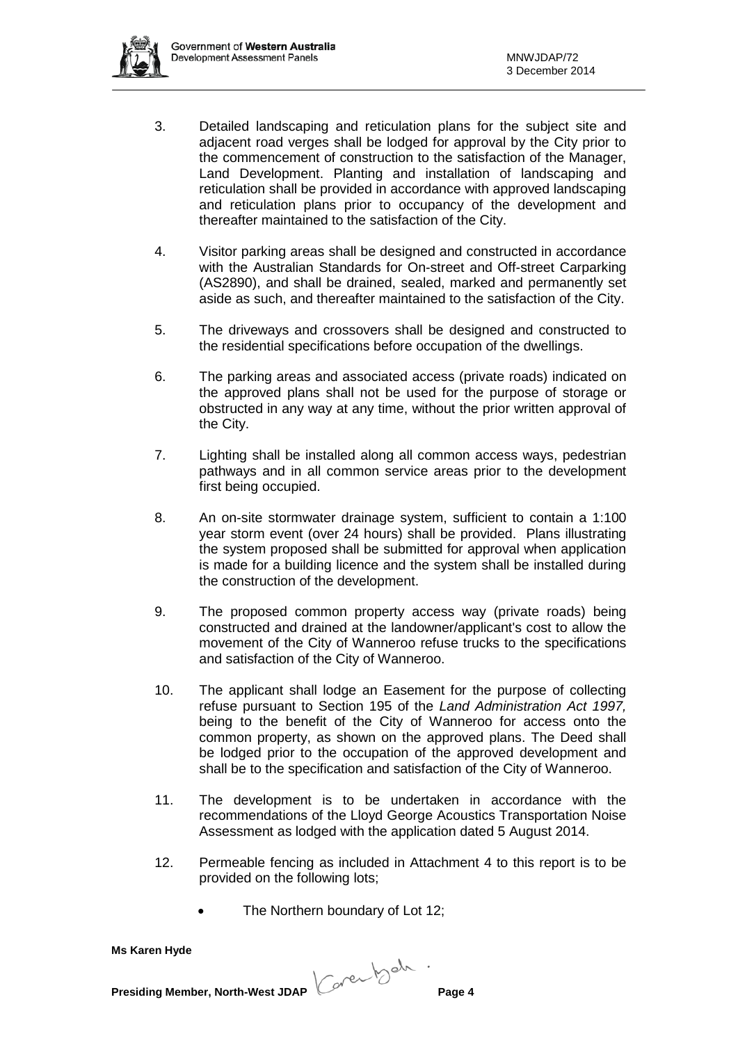3. Detailed landscaping and reticulation plans for the subject site and adjacent road verges shall be lodged for approval by the City prior to the commencement of construction to the satisfaction of the Manager, Land Development. Planting and installation of landscaping and reticulation shall be provided in accordance with approved landscaping and reticulation plans prior to occupancy of the development and thereafter maintained to the satisfaction of the City.

4. Visitor parking areas shall be designed and constructed in accordance with the Australian Standards for On-street and Off-street Carparking (AS2890), and shall be drained, sealed, marked and permanently set aside as such, and thereafter maintained to the satisfaction of the City.

5. The driveways and crossovers shall be designed and constructed to the residential specifications before occupation of the dwellings.

6. The parking areas and associated access (private roads) indicated on the approved plans shall not be used for the purpose of storage or obstructed in any way at any time, without the prior written approval of the City.

7. Lighting shall be installed along all common access ways, pedestrian pathways and in all common service areas prior to the development first being occupied.

8. An on-site stormwater drainage system, sufficient to contain a 1:100 year storm event (over 24 hours) shall be provided. Plans illustrating the system proposed shall be submitted for approval when application is made for a building licence and the system shall be installed during the construction of the development.

9. The proposed common property access way (private roads) being constructed and drained at the landowner/applicant's cost to allow the movement of the City of Wanneroo refuse trucks to the specifications and satisfaction of the City of Wanneroo.

10. The applicant shall lodge an Easement for the purpose of collecting refuse pursuant to Section 195 of the *Land Administration Act 1997,* being to the benefit of the City of Wanneroo for access onto the common property, as shown on the approved plans. The Deed shall be lodged prior to the occupation of the approved development and shall be to the specification and satisfaction of the City of Wanneroo.

11. The development is to be undertaken in accordance with the recommendations of the Lloyd George Acoustics Transportation Noise Assessment as lodged with the application dated 5 August 2014.

12. Permeable fencing as included in Attachment 4 to this report is to be provided on the following lots;

    - The Northern boundary of Lot 12;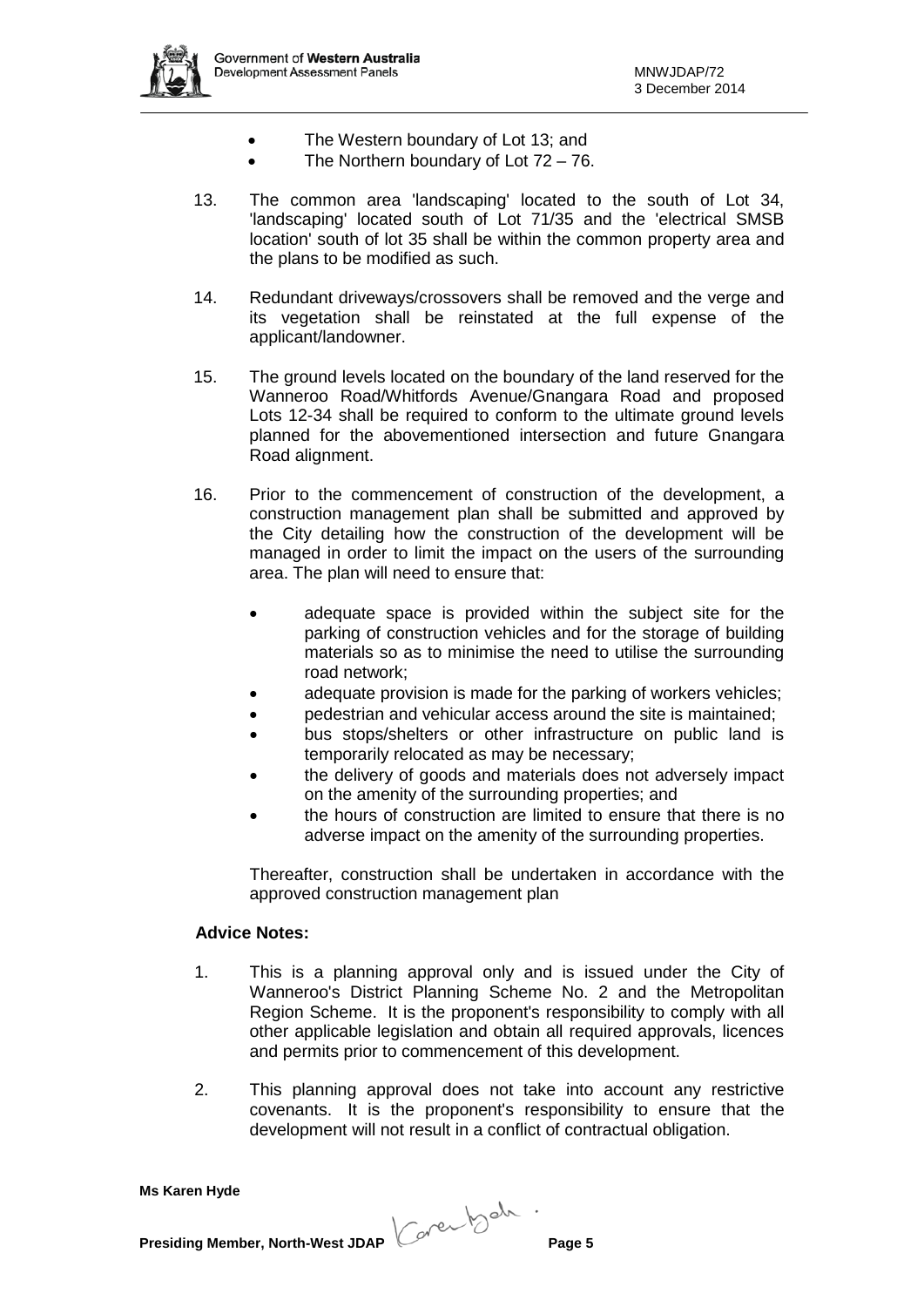- The Western boundary of Lot 13; and
- The Northern boundary of Lot 72 – 76.

13. The common area 'landscaping' located to the south of Lot 34, 'landscaping' located south of Lot 71/35 and the 'electrical SMSB location' south of lot 35 shall be within the common property area and the plans to be modified as such.

14. Redundant driveways/crossovers shall be removed and the verge and its vegetation shall be reinstated at the full expense of the applicant/landowner.

15. The ground levels located on the boundary of the land reserved for the Wanneroo Road/Whitfords Avenue/Gnangara Road and proposed Lots 12-34 shall be required to conform to the ultimate ground levels planned for the abovementioned intersection and future Gnangara Road alignment.

16. Prior to the commencement of construction of the development, a construction management plan shall be submitted and approved by the City detailing how the construction of the development will be managed in order to limit the impact on the users of the surrounding area. The plan will need to ensure that:

    - adequate space is provided within the subject site for the parking of construction vehicles and for the storage of building materials so as to minimise the need to utilise the surrounding road network;
    - adequate provision is made for the parking of workers vehicles;
    - pedestrian and vehicular access around the site is maintained;
    - bus stops/shelters or other infrastructure on public land is temporarily relocated as may be necessary;
    - the delivery of goods and materials does not adversely impact on the amenity of the surrounding properties; and
    - the hours of construction are limited to ensure that there is no adverse impact on the amenity of the surrounding properties.

    Thereafter, construction shall be undertaken in accordance with the approved construction management plan

**Advice Notes:**

1. This is a planning approval only and is issued under the City of Wanneroo's District Planning Scheme No. 2 and the Metropolitan Region Scheme. It is the proponent's responsibility to comply with all other applicable legislation and obtain all required approvals, licences and permits prior to commencement of this development.

2. This planning approval does not take into account any restrictive covenants. It is the proponent's responsibility to ensure that the development will not result in a conflict of contractual obligation.

**Ms Karen Hyde**

**Presiding Member, North-West JDAP**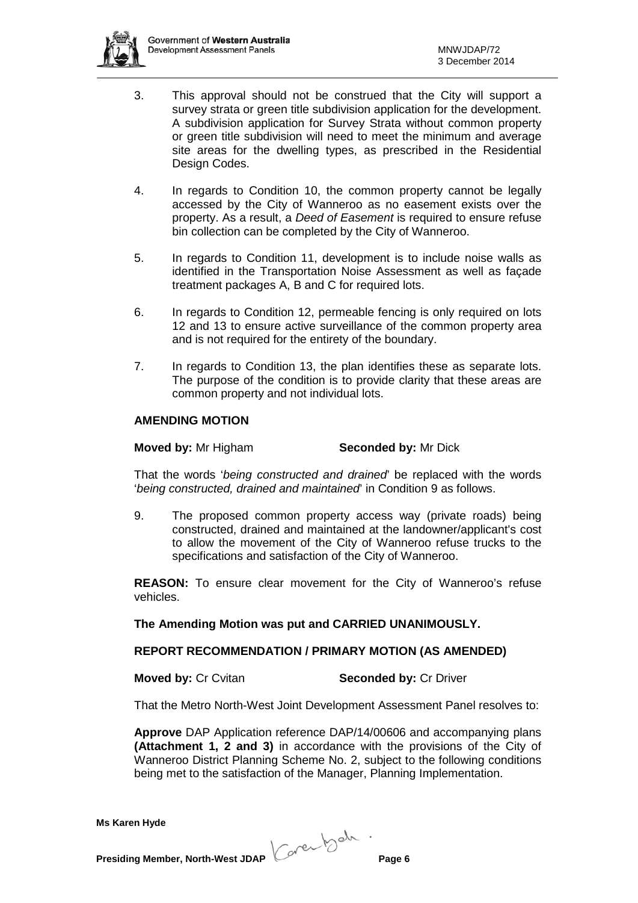3. This approval should not be construed that the City will support a survey strata or green title subdivision application for the development. A subdivision application for Survey Strata without common property or green title subdivision will need to meet the minimum and average site areas for the dwelling types, as prescribed in the Residential Design Codes.

4. In regards to Condition 10, the common property cannot be legally accessed by the City of Wanneroo as no easement exists over the property. As a result, a *Deed of Easement* is required to ensure refuse bin collection can be completed by the City of Wanneroo.

5. In regards to Condition 11, development is to include noise walls as identified in the Transportation Noise Assessment as well as façade treatment packages A, B and C for required lots.

6. In regards to Condition 12, permeable fencing is only required on lots 12 and 13 to ensure active surveillance of the common property area and is not required for the entirety of the boundary.

7. In regards to Condition 13, the plan identifies these as separate lots. The purpose of the condition is to provide clarity that these areas are common property and not individual lots.

**AMENDING MOTION**

**Moved by:** Mr Higham **Seconded by:** Mr Dick

That the words '*being constructed and drained*' be replaced with the words '*being constructed, drained and maintained*' in Condition 9 as follows.

9. The proposed common property access way (private roads) being constructed, drained and maintained at the landowner/applicant's cost to allow the movement of the City of Wanneroo refuse trucks to the specifications and satisfaction of the City of Wanneroo.

**REASON:** To ensure clear movement for the City of Wanneroo's refuse vehicles.

**The Amending Motion was put and CARRIED UNANIMOUSLY.**

**REPORT RECOMMENDATION / PRIMARY MOTION (AS AMENDED)**

**Moved by:** Cr Cvitan **Seconded by:** Cr Driver

That the Metro North-West Joint Development Assessment Panel resolves to:

**Approve** DAP Application reference DAP/14/00606 and accompanying plans **(Attachment 1, 2 and 3)** in accordance with the provisions of the City of Wanneroo District Planning Scheme No. 2, subject to the following conditions being met to the satisfaction of the Manager, Planning Implementation.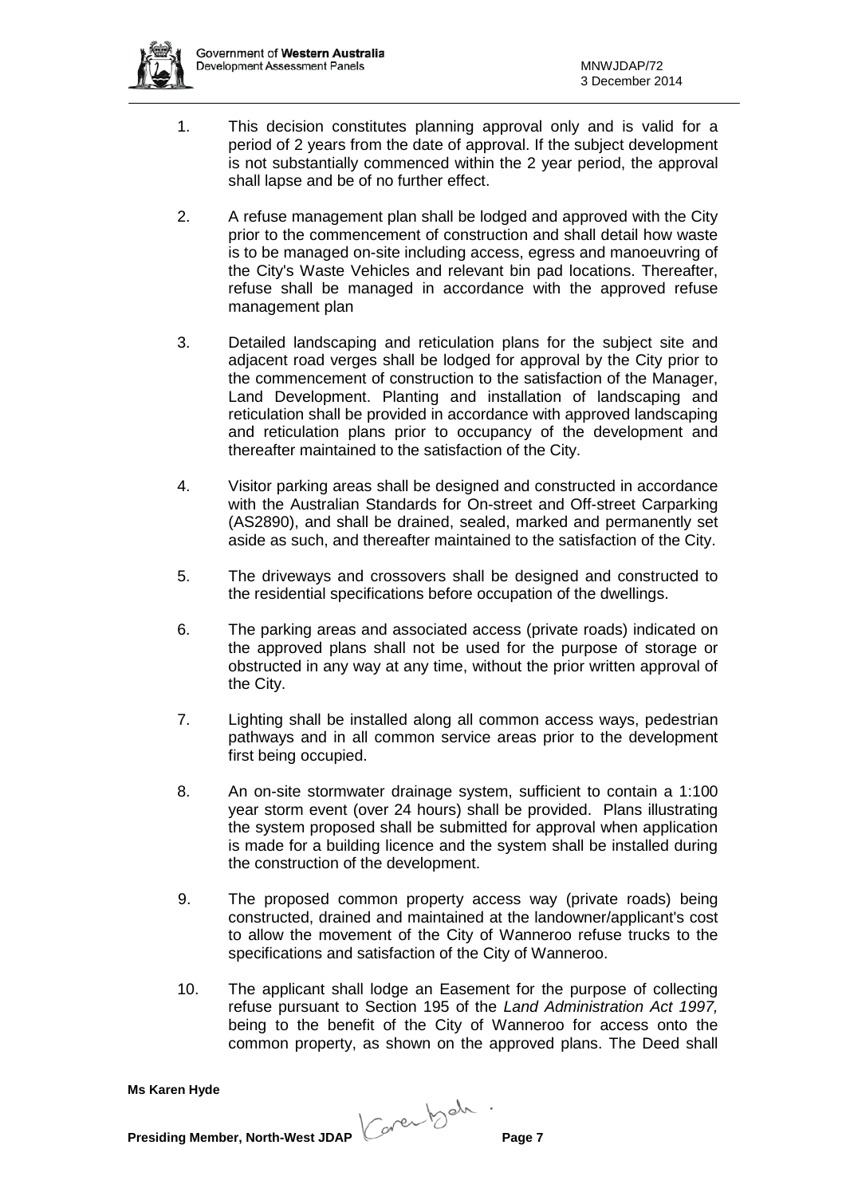1. This decision constitutes planning approval only and is valid for a period of 2 years from the date of approval. If the subject development is not substantially commenced within the 2 year period, the approval shall lapse and be of no further effect.

2. A refuse management plan shall be lodged and approved with the City prior to the commencement of construction and shall detail how waste is to be managed on-site including access, egress and manoeuvring of the City's Waste Vehicles and relevant bin pad locations. Thereafter, refuse shall be managed in accordance with the approved refuse management plan

3. Detailed landscaping and reticulation plans for the subject site and adjacent road verges shall be lodged for approval by the City prior to the commencement of construction to the satisfaction of the Manager, Land Development. Planting and installation of landscaping and reticulation shall be provided in accordance with approved landscaping and reticulation plans prior to occupancy of the development and thereafter maintained to the satisfaction of the City.

4. Visitor parking areas shall be designed and constructed in accordance with the Australian Standards for On-street and Off-street Carparking (AS2890), and shall be drained, sealed, marked and permanently set aside as such, and thereafter maintained to the satisfaction of the City.

5. The driveways and crossovers shall be designed and constructed to the residential specifications before occupation of the dwellings.

6. The parking areas and associated access (private roads) indicated on the approved plans shall not be used for the purpose of storage or obstructed in any way at any time, without the prior written approval of the City.

7. Lighting shall be installed along all common access ways, pedestrian pathways and in all common service areas prior to the development first being occupied.

8. An on-site stormwater drainage system, sufficient to contain a 1:100 year storm event (over 24 hours) shall be provided. Plans illustrating the system proposed shall be submitted for approval when application is made for a building licence and the system shall be installed during the construction of the development.

9. The proposed common property access way (private roads) being constructed, drained and maintained at the landowner/applicant's cost to allow the movement of the City of Wanneroo refuse trucks to the specifications and satisfaction of the City of Wanneroo.

10. The applicant shall lodge an Easement for the purpose of collecting refuse pursuant to Section 195 of the *Land Administration Act 1997,* being to the benefit of the City of Wanneroo for access onto the common property, as shown on the approved plans. The Deed shall

**Ms Karen Hyde**

**Presiding Member, North-West JDAP**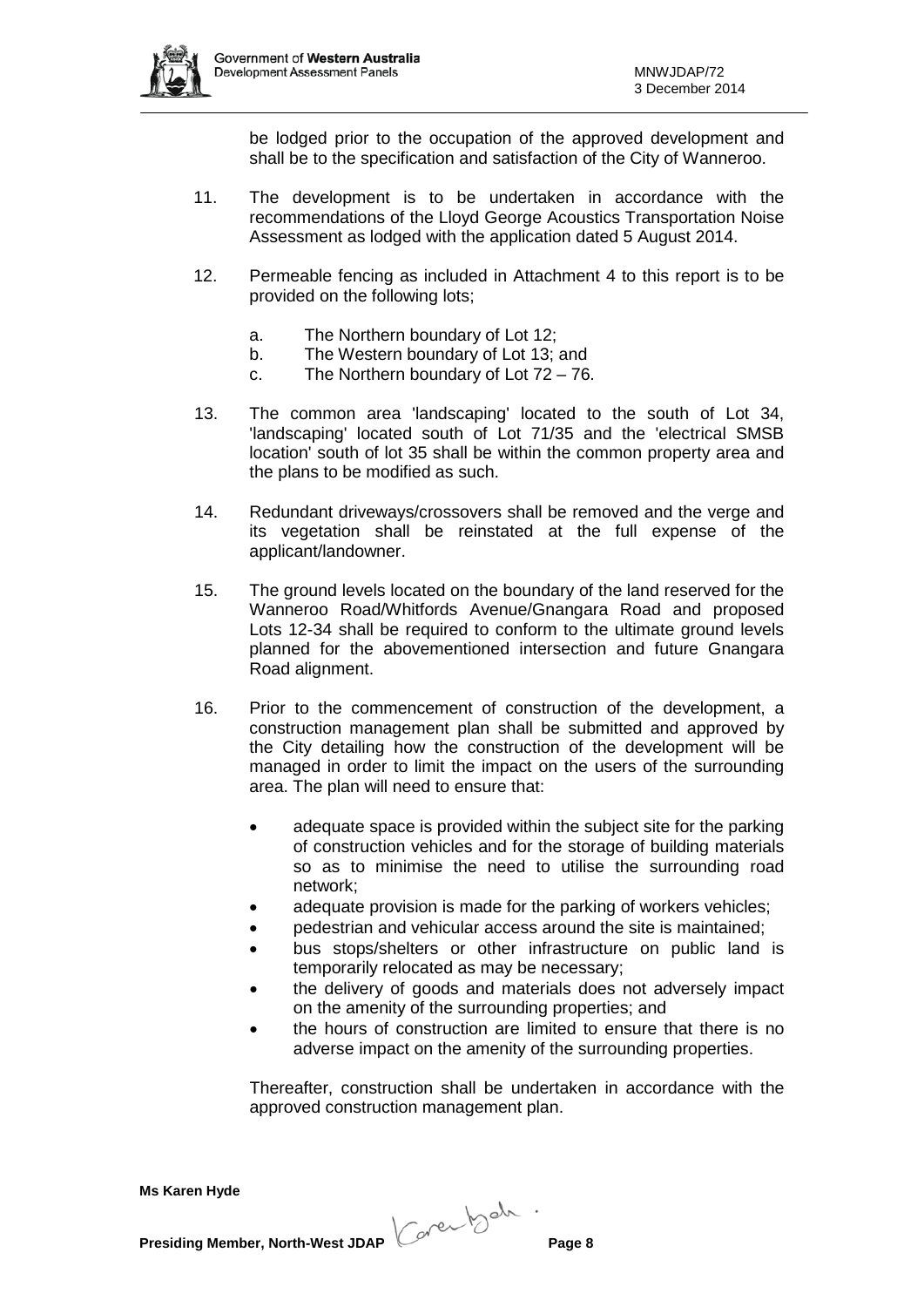be lodged prior to the occupation of the approved development and shall be to the specification and satisfaction of the City of Wanneroo.

11. The development is to be undertaken in accordance with the recommendations of the Lloyd George Acoustics Transportation Noise Assessment as lodged with the application dated 5 August 2014.

12. Permeable fencing as included in Attachment 4 to this report is to be provided on the following lots;

    a. The Northern boundary of Lot 12;
    b. The Western boundary of Lot 13; and
    c. The Northern boundary of Lot 72 – 76.

13. The common area 'landscaping' located to the south of Lot 34, 'landscaping' located south of Lot 71/35 and the 'electrical SMSB location' south of lot 35 shall be within the common property area and the plans to be modified as such.

14. Redundant driveways/crossovers shall be removed and the verge and its vegetation shall be reinstated at the full expense of the applicant/landowner.

15. The ground levels located on the boundary of the land reserved for the Wanneroo Road/Whitfords Avenue/Gnangara Road and proposed Lots 12-34 shall be required to conform to the ultimate ground levels planned for the abovementioned intersection and future Gnangara Road alignment.

16. Prior to the commencement of construction of the development, a construction management plan shall be submitted and approved by the City detailing how the construction of the development will be managed in order to limit the impact on the users of the surrounding area. The plan will need to ensure that:

    - adequate space is provided within the subject site for the parking of construction vehicles and for the storage of building materials so as to minimise the need to utilise the surrounding road network;
    - adequate provision is made for the parking of workers vehicles;
    - pedestrian and vehicular access around the site is maintained;
    - bus stops/shelters or other infrastructure on public land is temporarily relocated as may be necessary;
    - the delivery of goods and materials does not adversely impact on the amenity of the surrounding properties; and
    - the hours of construction are limited to ensure that there is no adverse impact on the amenity of the surrounding properties.

    Thereafter, construction shall be undertaken in accordance with the approved construction management plan.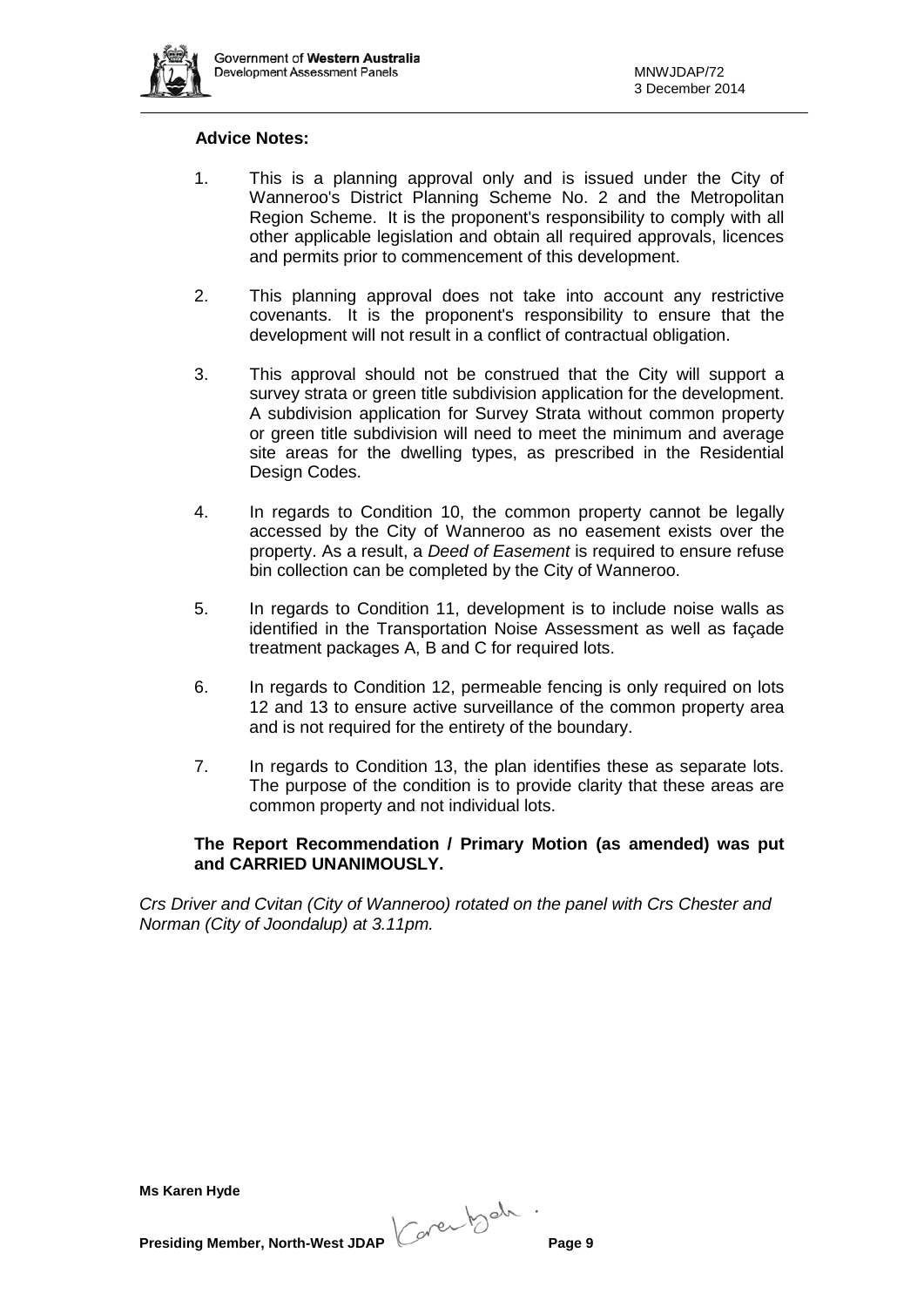**Advice Notes:**

1. This is a planning approval only and is issued under the City of Wanneroo's District Planning Scheme No. 2 and the Metropolitan Region Scheme. It is the proponent's responsibility to comply with all other applicable legislation and obtain all required approvals, licences and permits prior to commencement of this development.

2. This planning approval does not take into account any restrictive covenants. It is the proponent's responsibility to ensure that the development will not result in a conflict of contractual obligation.

3. This approval should not be construed that the City will support a survey strata or green title subdivision application for the development. A subdivision application for Survey Strata without common property or green title subdivision will need to meet the minimum and average site areas for the dwelling types, as prescribed in the Residential Design Codes.

4. In regards to Condition 10, the common property cannot be legally accessed by the City of Wanneroo as no easement exists over the property. As a result, a *Deed of Easement* is required to ensure refuse bin collection can be completed by the City of Wanneroo.

5. In regards to Condition 11, development is to include noise walls as identified in the Transportation Noise Assessment as well as façade treatment packages A, B and C for required lots.

6. In regards to Condition 12, permeable fencing is only required on lots 12 and 13 to ensure active surveillance of the common property area and is not required for the entirety of the boundary.

7. In regards to Condition 13, the plan identifies these as separate lots. The purpose of the condition is to provide clarity that these areas are common property and not individual lots.

**The Report Recommendation / Primary Motion (as amended) was put and CARRIED UNANIMOUSLY.**

*Crs Driver and Cvitan (City of Wanneroo) rotated on the panel with Crs Chester and Norman (City of Joondalup) at 3.11pm.*

**Ms Karen Hyde**

**Presiding Member, North-West JDAP**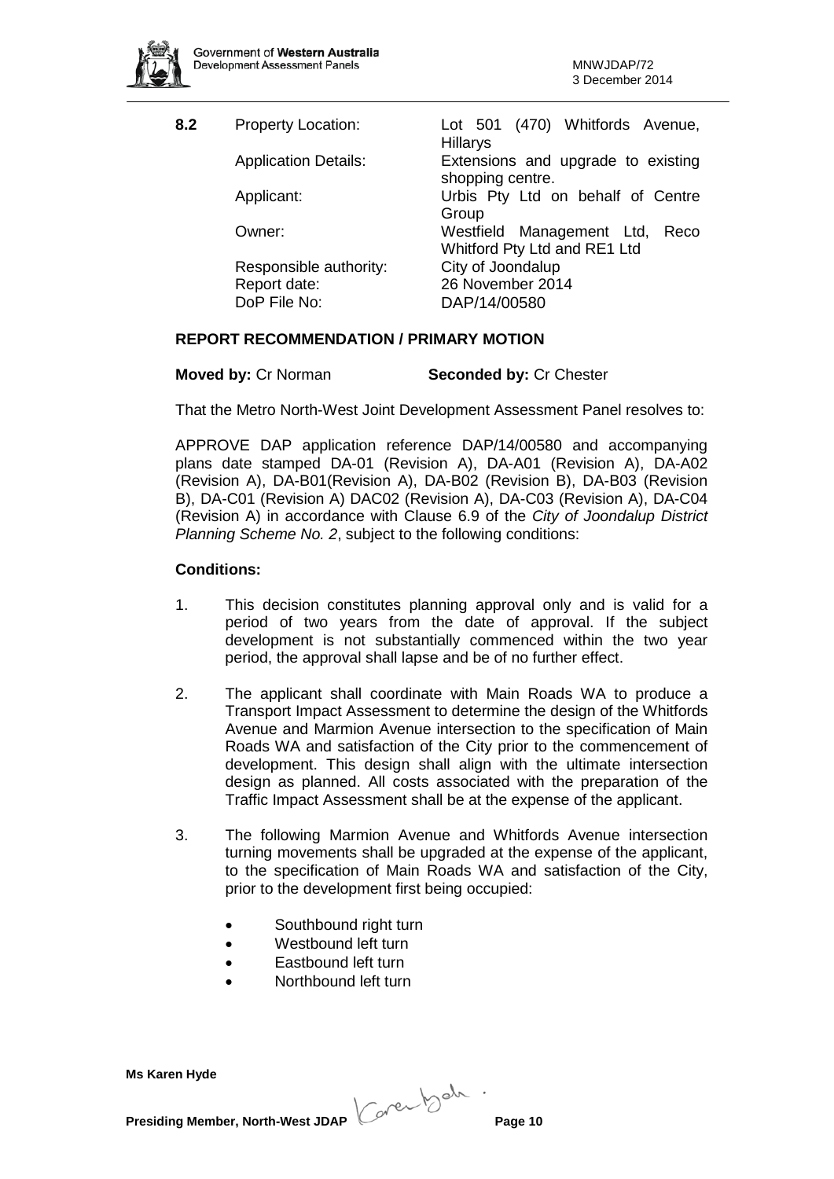**8.2**

| | |
|---|---|
| Property Location: | Lot 501 (470) Whitfords Avenue, Hillarys |
| Application Details: | Extensions and upgrade to existing shopping centre. |
| Applicant: | Urbis Pty Ltd on behalf of Centre Group |
| Owner: | Westfield Management Ltd, Reco Whitford Pty Ltd and RE1 Ltd |
| Responsible authority: | City of Joondalup |
| Report date: | 26 November 2014 |
| DoP File No: | DAP/14/00580 |

**REPORT RECOMMENDATION / PRIMARY MOTION**

**Moved by:** Cr Norman **Seconded by:** Cr Chester

That the Metro North-West Joint Development Assessment Panel resolves to:

APPROVE DAP application reference DAP/14/00580 and accompanying plans date stamped DA-01 (Revision A), DA-A01 (Revision A), DA-A02 (Revision A), DA-B01(Revision A), DA-B02 (Revision B), DA-B03 (Revision B), DA-C01 (Revision A) DAC02 (Revision A), DA-C03 (Revision A), DA-C04 (Revision A) in accordance with Clause 6.9 of the *City of Joondalup District Planning Scheme No. 2*, subject to the following conditions:

**Conditions:**

1. This decision constitutes planning approval only and is valid for a period of two years from the date of approval. If the subject development is not substantially commenced within the two year period, the approval shall lapse and be of no further effect.

2. The applicant shall coordinate with Main Roads WA to produce a Transport Impact Assessment to determine the design of the Whitfords Avenue and Marmion Avenue intersection to the specification of Main Roads WA and satisfaction of the City prior to the commencement of development. This design shall align with the ultimate intersection design as planned. All costs associated with the preparation of the Traffic Impact Assessment shall be at the expense of the applicant.

3. The following Marmion Avenue and Whitfords Avenue intersection turning movements shall be upgraded at the expense of the applicant, to the specification of Main Roads WA and satisfaction of the City, prior to the development first being occupied:

   - Southbound right turn
   - Westbound left turn
   - Eastbound left turn
   - Northbound left turn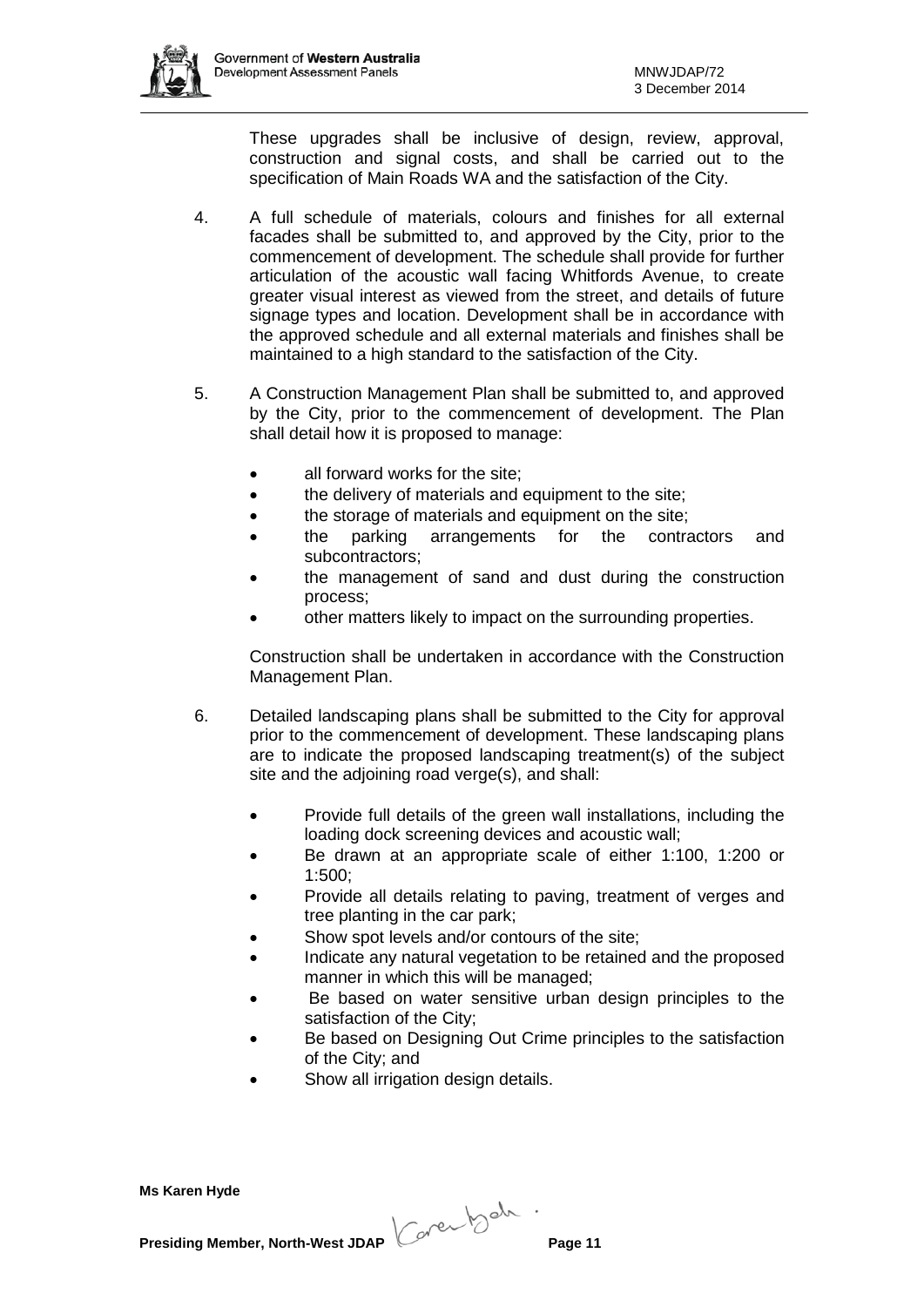These upgrades shall be inclusive of design, review, approval, construction and signal costs, and shall be carried out to the specification of Main Roads WA and the satisfaction of the City.

4. A full schedule of materials, colours and finishes for all external facades shall be submitted to, and approved by the City, prior to the commencement of development. The schedule shall provide for further articulation of the acoustic wall facing Whitfords Avenue, to create greater visual interest as viewed from the street, and details of future signage types and location. Development shall be in accordance with the approved schedule and all external materials and finishes shall be maintained to a high standard to the satisfaction of the City.

5. A Construction Management Plan shall be submitted to, and approved by the City, prior to the commencement of development. The Plan shall detail how it is proposed to manage:

   - all forward works for the site;
   - the delivery of materials and equipment to the site;
   - the storage of materials and equipment on the site;
   - the parking arrangements for the contractors and subcontractors;
   - the management of sand and dust during the construction process;
   - other matters likely to impact on the surrounding properties.

   Construction shall be undertaken in accordance with the Construction Management Plan.

6. Detailed landscaping plans shall be submitted to the City for approval prior to the commencement of development. These landscaping plans are to indicate the proposed landscaping treatment(s) of the subject site and the adjoining road verge(s), and shall:

   - Provide full details of the green wall installations, including the loading dock screening devices and acoustic wall;
   - Be drawn at an appropriate scale of either 1:100, 1:200 or 1:500;
   - Provide all details relating to paving, treatment of verges and tree planting in the car park;
   - Show spot levels and/or contours of the site;
   - Indicate any natural vegetation to be retained and the proposed manner in which this will be managed;
   - Be based on water sensitive urban design principles to the satisfaction of the City;
   - Be based on Designing Out Crime principles to the satisfaction of the City; and
   - Show all irrigation design details.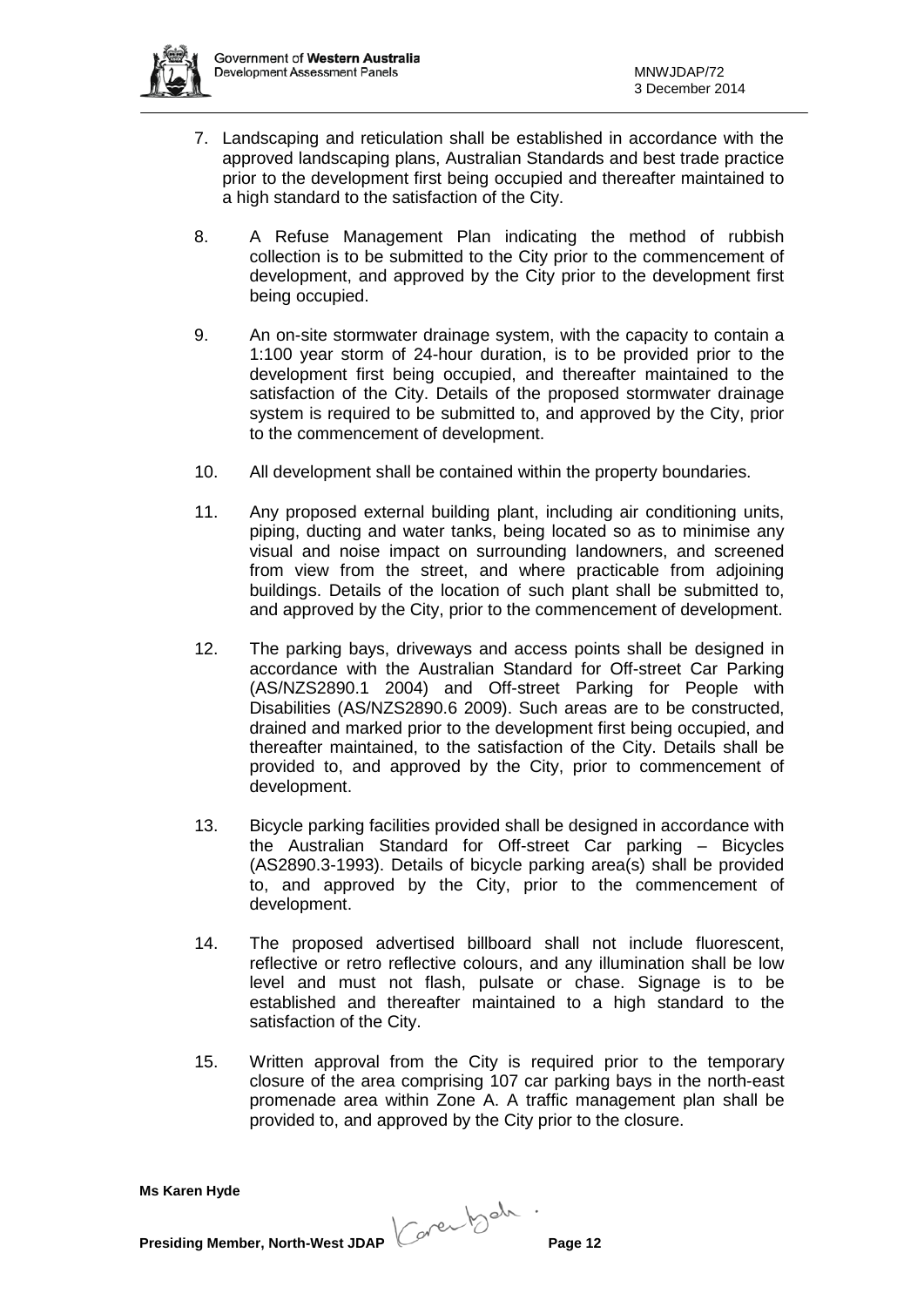7. Landscaping and reticulation shall be established in accordance with the approved landscaping plans, Australian Standards and best trade practice prior to the development first being occupied and thereafter maintained to a high standard to the satisfaction of the City.

8. A Refuse Management Plan indicating the method of rubbish collection is to be submitted to the City prior to the commencement of development, and approved by the City prior to the development first being occupied.

9. An on-site stormwater drainage system, with the capacity to contain a 1:100 year storm of 24-hour duration, is to be provided prior to the development first being occupied, and thereafter maintained to the satisfaction of the City. Details of the proposed stormwater drainage system is required to be submitted to, and approved by the City, prior to the commencement of development.

10. All development shall be contained within the property boundaries.

11. Any proposed external building plant, including air conditioning units, piping, ducting and water tanks, being located so as to minimise any visual and noise impact on surrounding landowners, and screened from view from the street, and where practicable from adjoining buildings. Details of the location of such plant shall be submitted to, and approved by the City, prior to the commencement of development.

12. The parking bays, driveways and access points shall be designed in accordance with the Australian Standard for Off-street Car Parking (AS/NZS2890.1 2004) and Off-street Parking for People with Disabilities (AS/NZS2890.6 2009). Such areas are to be constructed, drained and marked prior to the development first being occupied, and thereafter maintained, to the satisfaction of the City. Details shall be provided to, and approved by the City, prior to commencement of development.

13. Bicycle parking facilities provided shall be designed in accordance with the Australian Standard for Off-street Car parking – Bicycles (AS2890.3-1993). Details of bicycle parking area(s) shall be provided to, and approved by the City, prior to the commencement of development.

14. The proposed advertised billboard shall not include fluorescent, reflective or retro reflective colours, and any illumination shall be low level and must not flash, pulsate or chase. Signage is to be established and thereafter maintained to a high standard to the satisfaction of the City.

15. Written approval from the City is required prior to the temporary closure of the area comprising 107 car parking bays in the north-east promenade area within Zone A. A traffic management plan shall be provided to, and approved by the City prior to the closure.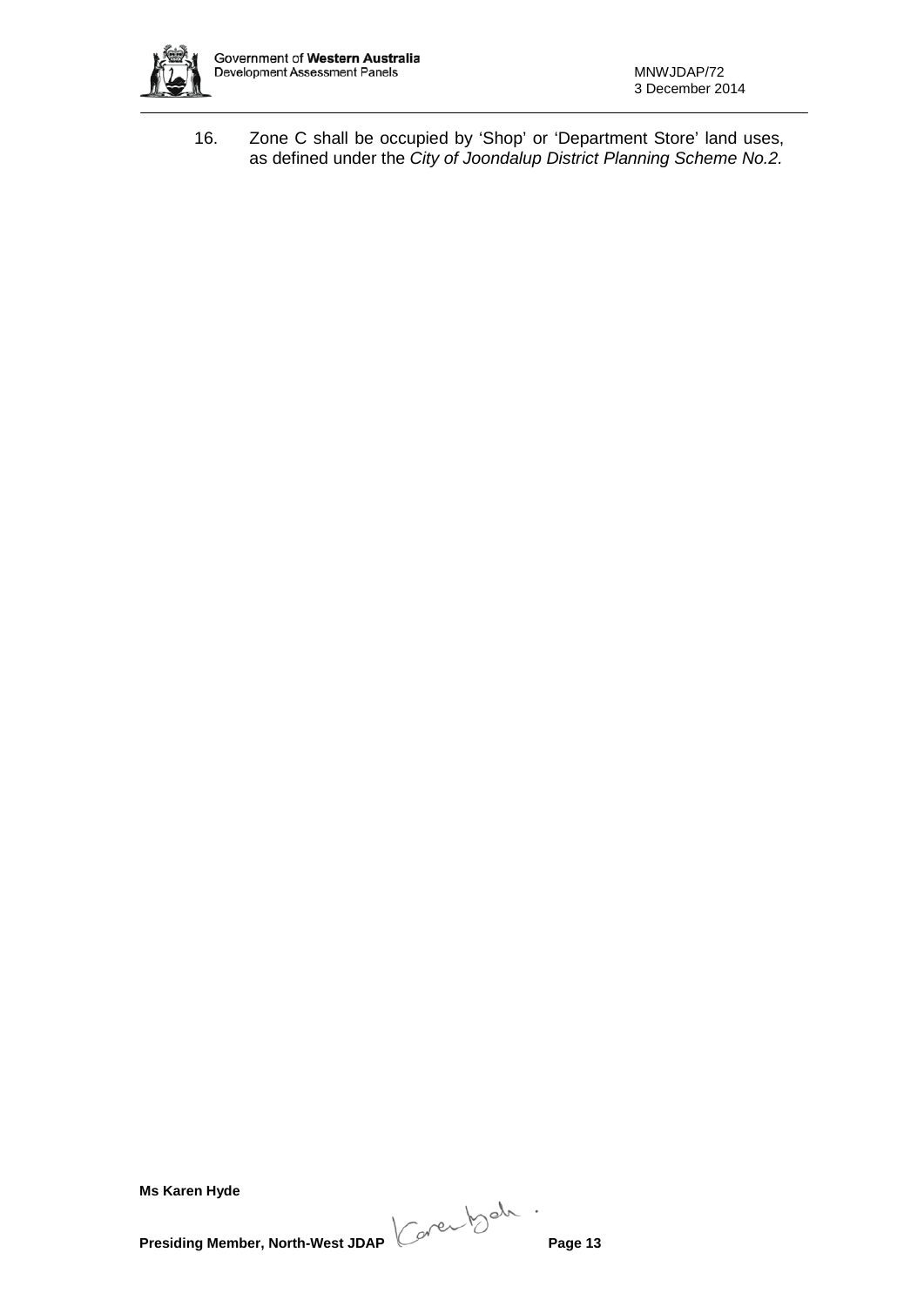16. Zone C shall be occupied by 'Shop' or 'Department Store' land uses, as defined under the *City of Joondalup District Planning Scheme No.2.*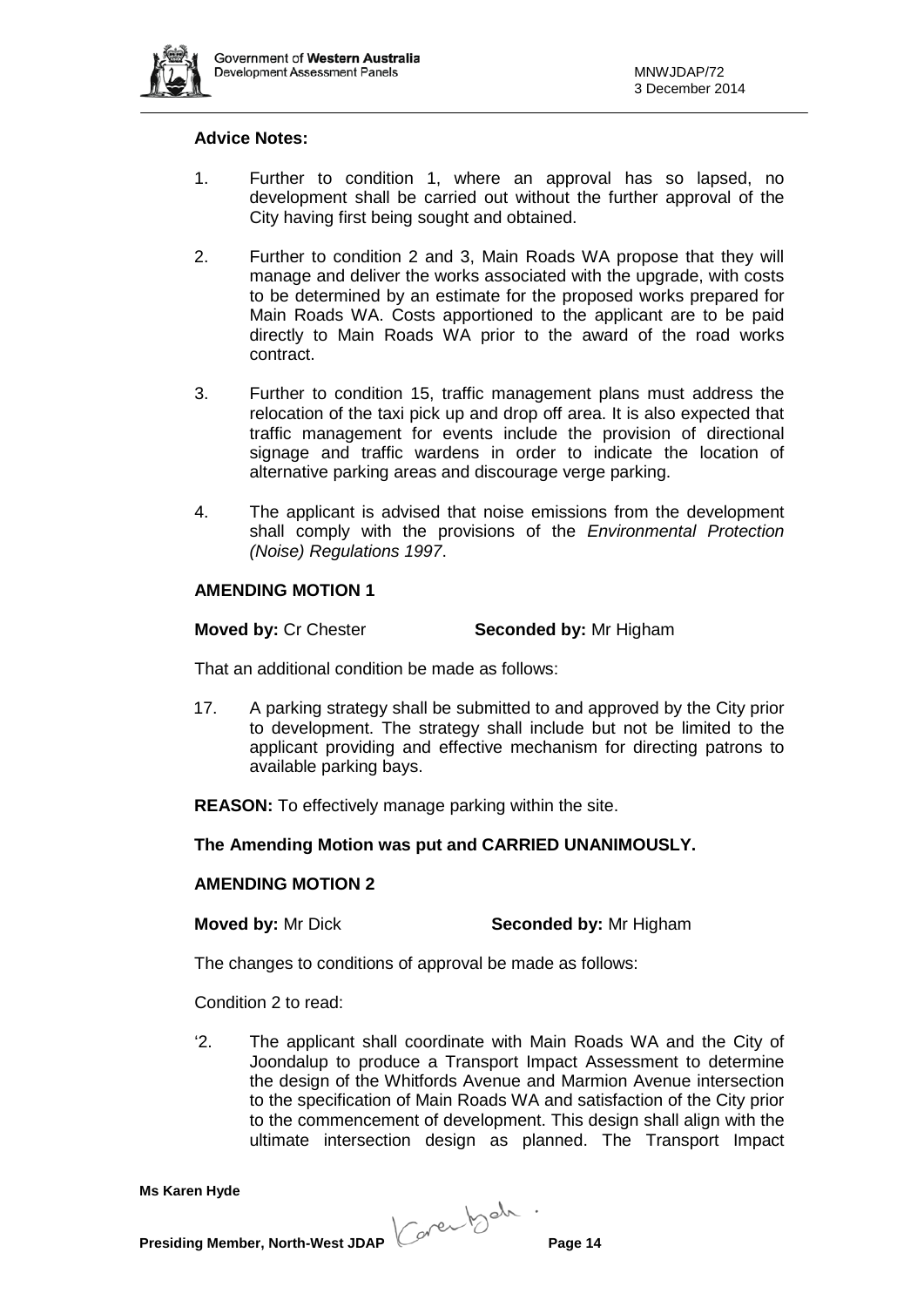**Advice Notes:**

1. Further to condition 1, where an approval has so lapsed, no development shall be carried out without the further approval of the City having first being sought and obtained.

2. Further to condition 2 and 3, Main Roads WA propose that they will manage and deliver the works associated with the upgrade, with costs to be determined by an estimate for the proposed works prepared for Main Roads WA. Costs apportioned to the applicant are to be paid directly to Main Roads WA prior to the award of the road works contract.

3. Further to condition 15, traffic management plans must address the relocation of the taxi pick up and drop off area. It is also expected that traffic management for events include the provision of directional signage and traffic wardens in order to indicate the location of alternative parking areas and discourage verge parking.

4. The applicant is advised that noise emissions from the development shall comply with the provisions of the *Environmental Protection (Noise) Regulations 1997*.

**AMENDING MOTION 1**

**Moved by:** Cr Chester **Seconded by:** Mr Higham

That an additional condition be made as follows:

17. A parking strategy shall be submitted to and approved by the City prior to development. The strategy shall include but not be limited to the applicant providing and effective mechanism for directing patrons to available parking bays.

**REASON:** To effectively manage parking within the site.

**The Amending Motion was put and CARRIED UNANIMOUSLY.**

**AMENDING MOTION 2**

**Moved by:** Mr Dick **Seconded by:** Mr Higham

The changes to conditions of approval be made as follows:

Condition 2 to read:

'2. The applicant shall coordinate with Main Roads WA and the City of Joondalup to produce a Transport Impact Assessment to determine the design of the Whitfords Avenue and Marmion Avenue intersection to the specification of Main Roads WA and satisfaction of the City prior to the commencement of development. This design shall align with the ultimate intersection design as planned. The Transport Impact

**Ms Karen Hyde**

**Presiding Member, North-West JDAP**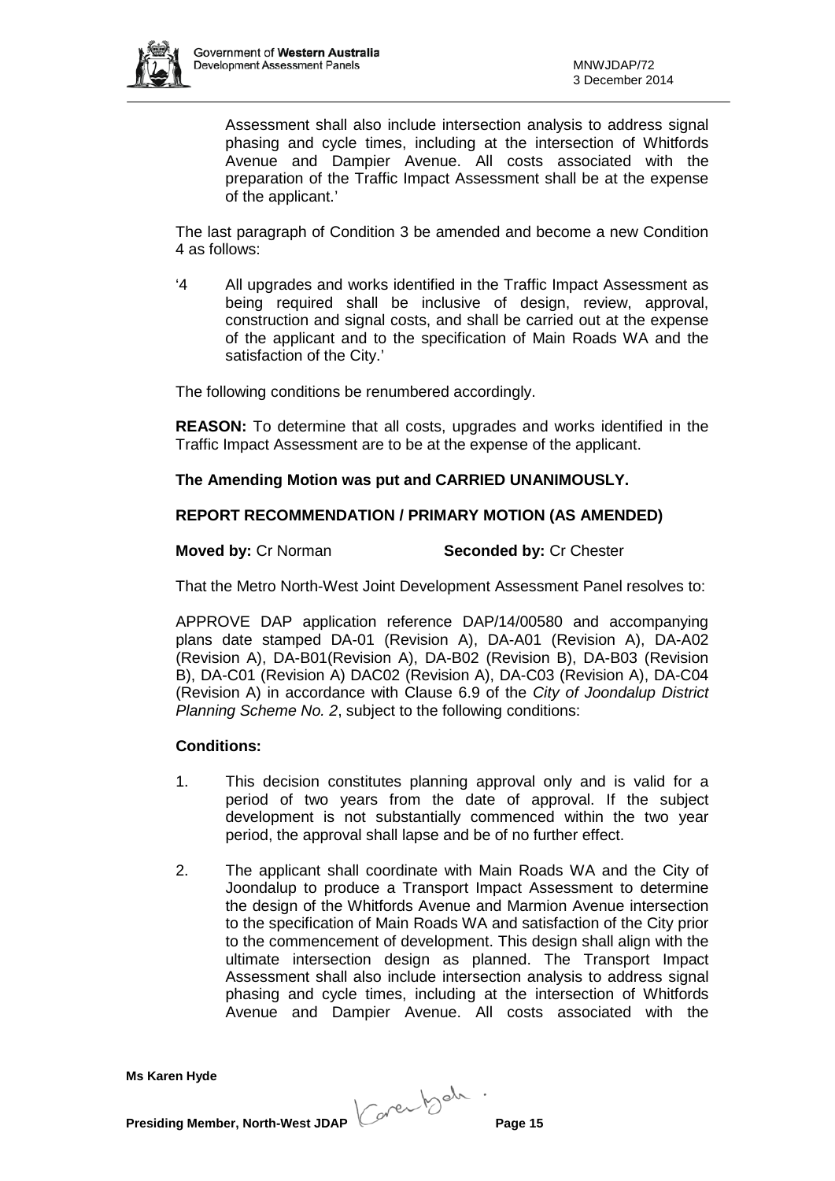Assessment shall also include intersection analysis to address signal phasing and cycle times, including at the intersection of Whitfords Avenue and Dampier Avenue. All costs associated with the preparation of the Traffic Impact Assessment shall be at the expense of the applicant.'

The last paragraph of Condition 3 be amended and become a new Condition 4 as follows:

'4 All upgrades and works identified in the Traffic Impact Assessment as being required shall be inclusive of design, review, approval, construction and signal costs, and shall be carried out at the expense of the applicant and to the specification of Main Roads WA and the satisfaction of the City.'

The following conditions be renumbered accordingly.

**REASON:** To determine that all costs, upgrades and works identified in the Traffic Impact Assessment are to be at the expense of the applicant.

**The Amending Motion was put and CARRIED UNANIMOUSLY.**

**REPORT RECOMMENDATION / PRIMARY MOTION (AS AMENDED)**

**Moved by:** Cr Norman **Seconded by:** Cr Chester

That the Metro North-West Joint Development Assessment Panel resolves to:

APPROVE DAP application reference DAP/14/00580 and accompanying plans date stamped DA-01 (Revision A), DA-A01 (Revision A), DA-A02 (Revision A), DA-B01(Revision A), DA-B02 (Revision B), DA-B03 (Revision B), DA-C01 (Revision A) DAC02 (Revision A), DA-C03 (Revision A), DA-C04 (Revision A) in accordance with Clause 6.9 of the *City of Joondalup District Planning Scheme No. 2*, subject to the following conditions:

**Conditions:**

1. This decision constitutes planning approval only and is valid for a period of two years from the date of approval. If the subject development is not substantially commenced within the two year period, the approval shall lapse and be of no further effect.

2. The applicant shall coordinate with Main Roads WA and the City of Joondalup to produce a Transport Impact Assessment to determine the design of the Whitfords Avenue and Marmion Avenue intersection to the specification of Main Roads WA and satisfaction of the City prior to the commencement of development. This design shall align with the ultimate intersection design as planned. The Transport Impact Assessment shall also include intersection analysis to address signal phasing and cycle times, including at the intersection of Whitfords Avenue and Dampier Avenue. All costs associated with the

**Ms Karen Hyde**

**Presiding Member, North-West JDAP**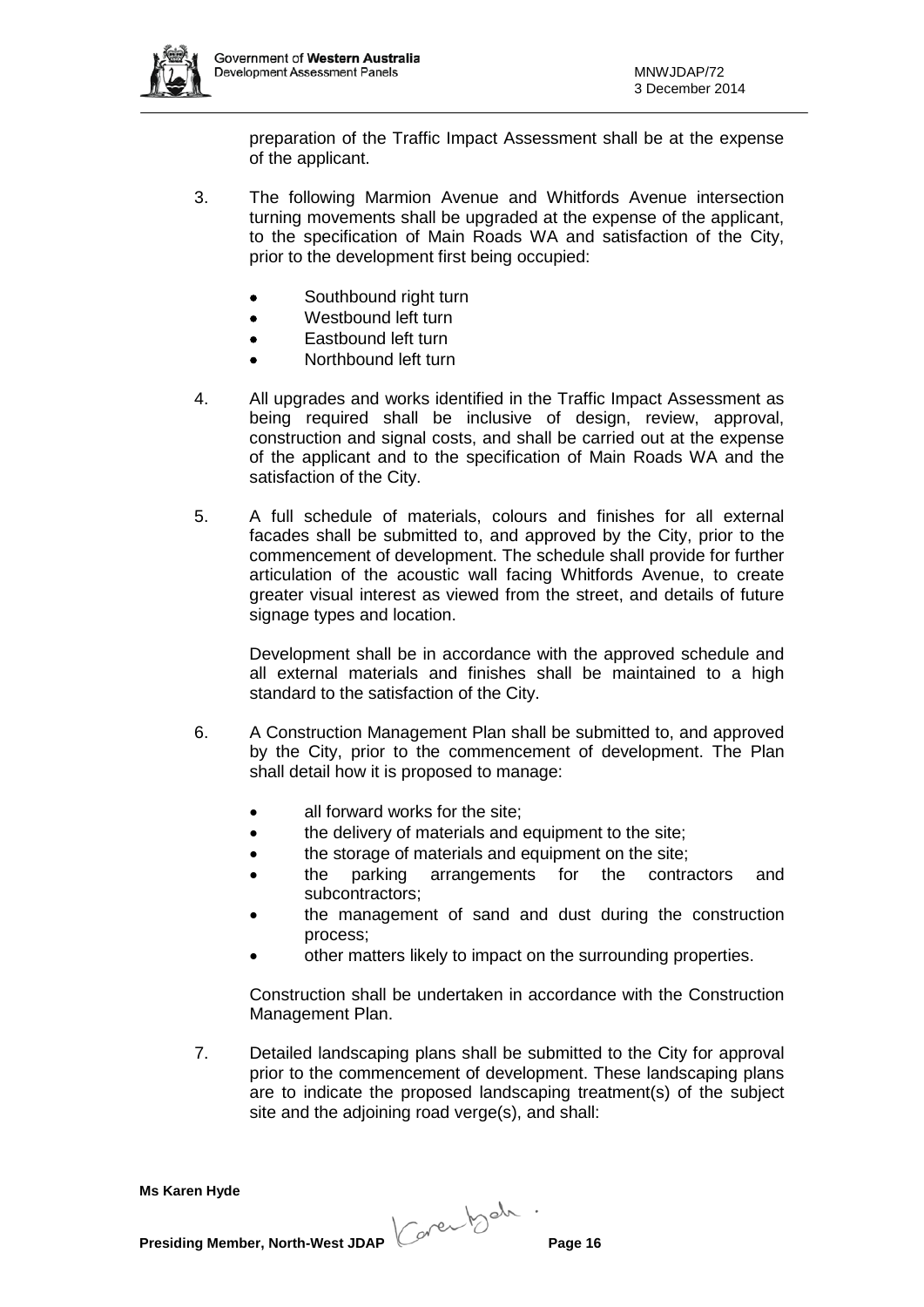preparation of the Traffic Impact Assessment shall be at the expense of the applicant.

3. The following Marmion Avenue and Whitfords Avenue intersection turning movements shall be upgraded at the expense of the applicant, to the specification of Main Roads WA and satisfaction of the City, prior to the development first being occupied:

   - Southbound right turn
   - Westbound left turn
   - Eastbound left turn
   - Northbound left turn

4. All upgrades and works identified in the Traffic Impact Assessment as being required shall be inclusive of design, review, approval, construction and signal costs, and shall be carried out at the expense of the applicant and to the specification of Main Roads WA and the satisfaction of the City.

5. A full schedule of materials, colours and finishes for all external facades shall be submitted to, and approved by the City, prior to the commencement of development. The schedule shall provide for further articulation of the acoustic wall facing Whitfords Avenue, to create greater visual interest as viewed from the street, and details of future signage types and location.

   Development shall be in accordance with the approved schedule and all external materials and finishes shall be maintained to a high standard to the satisfaction of the City.

6. A Construction Management Plan shall be submitted to, and approved by the City, prior to the commencement of development. The Plan shall detail how it is proposed to manage:

   - all forward works for the site;
   - the delivery of materials and equipment to the site;
   - the storage of materials and equipment on the site;
   - the parking arrangements for the contractors and subcontractors;
   - the management of sand and dust during the construction process;
   - other matters likely to impact on the surrounding properties.

   Construction shall be undertaken in accordance with the Construction Management Plan.

7. Detailed landscaping plans shall be submitted to the City for approval prior to the commencement of development. These landscaping plans are to indicate the proposed landscaping treatment(s) of the subject site and the adjoining road verge(s), and shall: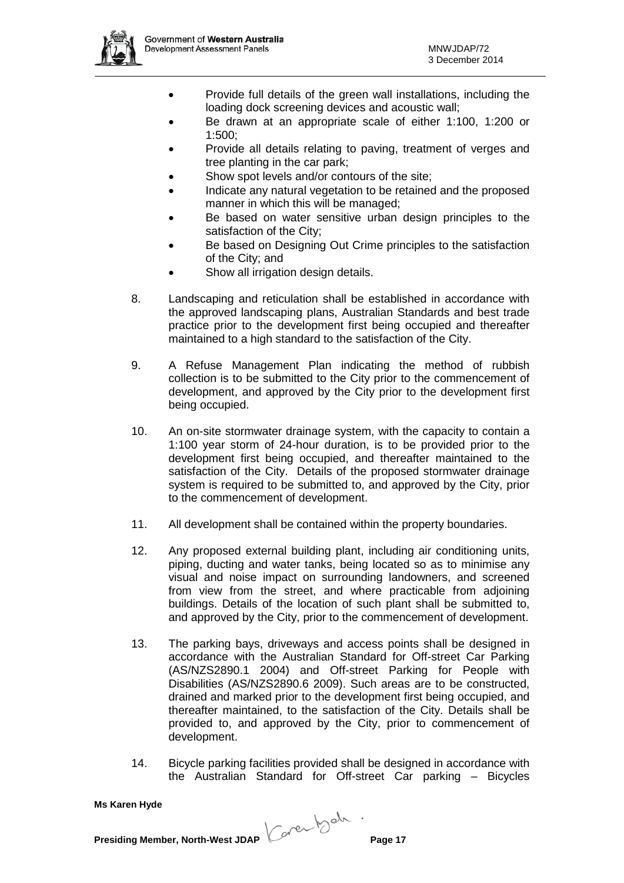- Provide full details of the green wall installations, including the loading dock screening devices and acoustic wall;
- Be drawn at an appropriate scale of either 1:100, 1:200 or 1:500;
- Provide all details relating to paving, treatment of verges and tree planting in the car park;
- Show spot levels and/or contours of the site;
- Indicate any natural vegetation to be retained and the proposed manner in which this will be managed;
- Be based on water sensitive urban design principles to the satisfaction of the City;
- Be based on Designing Out Crime principles to the satisfaction of the City; and
- Show all irrigation design details.

8. Landscaping and reticulation shall be established in accordance with the approved landscaping plans, Australian Standards and best trade practice prior to the development first being occupied and thereafter maintained to a high standard to the satisfaction of the City.

9. A Refuse Management Plan indicating the method of rubbish collection is to be submitted to the City prior to the commencement of development, and approved by the City prior to the development first being occupied.

10. An on-site stormwater drainage system, with the capacity to contain a 1:100 year storm of 24-hour duration, is to be provided prior to the development first being occupied, and thereafter maintained to the satisfaction of the City. Details of the proposed stormwater drainage system is required to be submitted to, and approved by the City, prior to the commencement of development.

11. All development shall be contained within the property boundaries.

12. Any proposed external building plant, including air conditioning units, piping, ducting and water tanks, being located so as to minimise any visual and noise impact on surrounding landowners, and screened from view from the street, and where practicable from adjoining buildings. Details of the location of such plant shall be submitted to, and approved by the City, prior to the commencement of development.

13. The parking bays, driveways and access points shall be designed in accordance with the Australian Standard for Off-street Car Parking (AS/NZS2890.1 2004) and Off-street Parking for People with Disabilities (AS/NZS2890.6 2009). Such areas are to be constructed, drained and marked prior to the development first being occupied, and thereafter maintained, to the satisfaction of the City. Details shall be provided to, and approved by the City, prior to commencement of development.

14. Bicycle parking facilities provided shall be designed in accordance with the Australian Standard for Off-street Car parking – Bicycles

**Ms Karen Hyde**

**Presiding Member, North-West JDAP**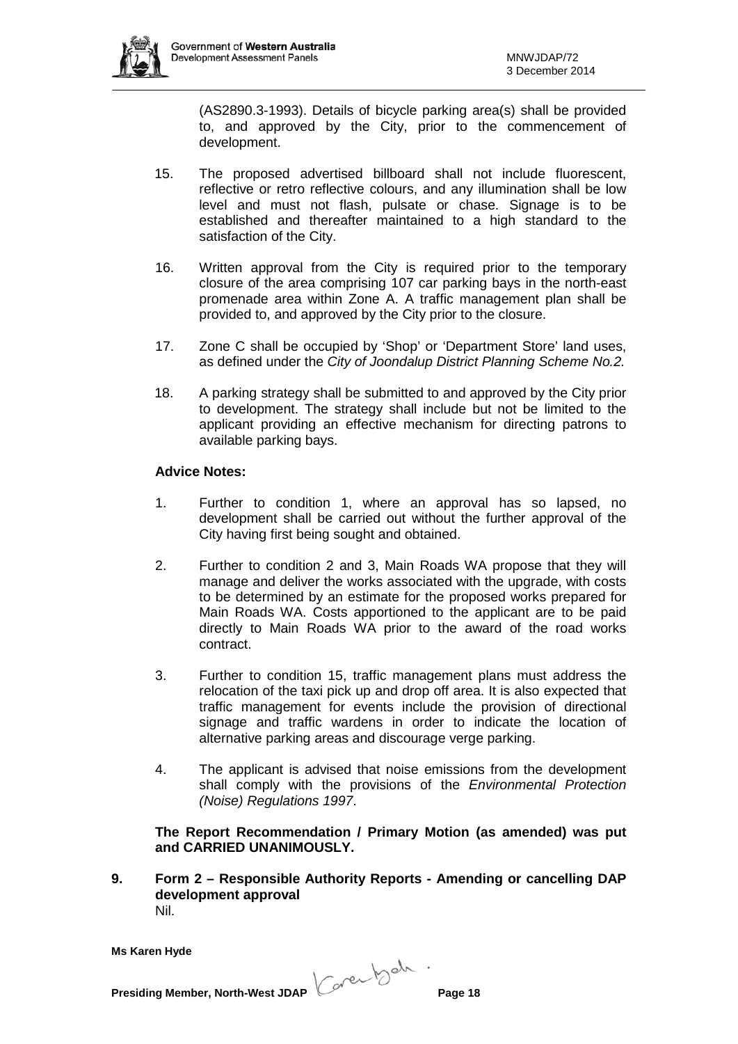(AS2890.3-1993). Details of bicycle parking area(s) shall be provided to, and approved by the City, prior to the commencement of development.

15. The proposed advertised billboard shall not include fluorescent, reflective or retro reflective colours, and any illumination shall be low level and must not flash, pulsate or chase. Signage is to be established and thereafter maintained to a high standard to the satisfaction of the City.

16. Written approval from the City is required prior to the temporary closure of the area comprising 107 car parking bays in the north-east promenade area within Zone A. A traffic management plan shall be provided to, and approved by the City prior to the closure.

17. Zone C shall be occupied by 'Shop' or 'Department Store' land uses, as defined under the *City of Joondalup District Planning Scheme No.2.*

18. A parking strategy shall be submitted to and approved by the City prior to development. The strategy shall include but not be limited to the applicant providing an effective mechanism for directing patrons to available parking bays.

**Advice Notes:**

1. Further to condition 1, where an approval has so lapsed, no development shall be carried out without the further approval of the City having first being sought and obtained.

2. Further to condition 2 and 3, Main Roads WA propose that they will manage and deliver the works associated with the upgrade, with costs to be determined by an estimate for the proposed works prepared for Main Roads WA. Costs apportioned to the applicant are to be paid directly to Main Roads WA prior to the award of the road works contract.

3. Further to condition 15, traffic management plans must address the relocation of the taxi pick up and drop off area. It is also expected that traffic management for events include the provision of directional signage and traffic wardens in order to indicate the location of alternative parking areas and discourage verge parking.

4. The applicant is advised that noise emissions from the development shall comply with the provisions of the *Environmental Protection (Noise) Regulations 1997*.

**The Report Recommendation / Primary Motion (as amended) was put and CARRIED UNANIMOUSLY.**

**9. Form 2 – Responsible Authority Reports - Amending or cancelling DAP development approval**

Nil.

**Ms Karen Hyde**

**Presiding Member, North-West JDAP**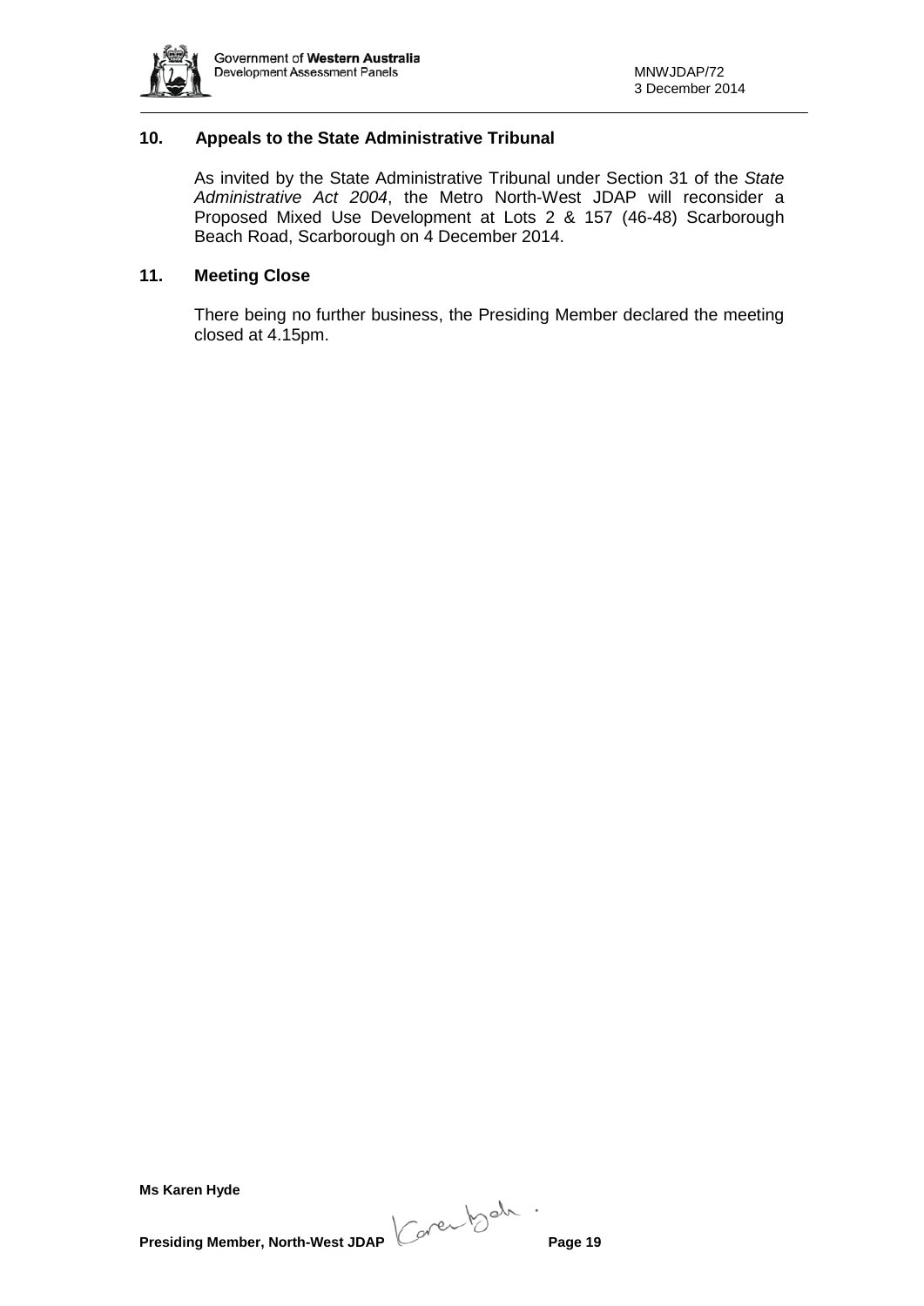## 10. Appeals to the State Administrative Tribunal

As invited by the State Administrative Tribunal under Section 31 of the *State Administrative Act 2004*, the Metro North-West JDAP will reconsider a Proposed Mixed Use Development at Lots 2 & 157 (46-48) Scarborough Beach Road, Scarborough on 4 December 2014.

## 11. Meeting Close

There being no further business, the Presiding Member declared the meeting closed at 4.15pm.

**Ms Karen Hyde**

**Presiding Member, North-West JDAP**